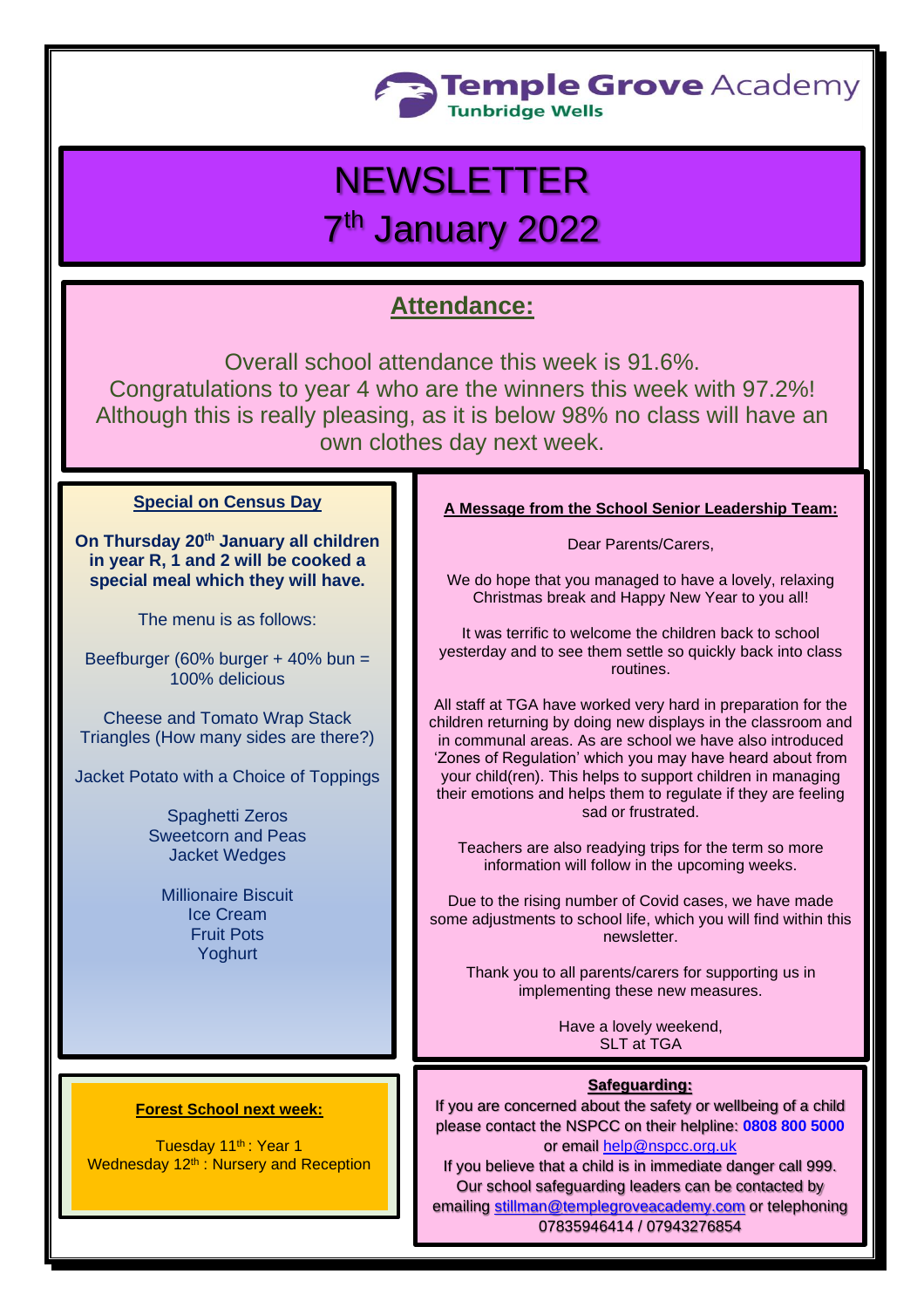**Temple Grove Academy**
Tunbridge Wells

# NEWSLETTER
# 7th January 2022

## Attendance:

Overall school attendance this week is 91.6%.
Congratulations to year 4 who are the winners this week with 97.2%!
Although this is really pleasing, as it is below 98% no class will have an own clothes day next week.

### Special on Census Day

**On Thursday 20th January all children in year R, 1 and 2 will be cooked a special meal which they will have.**

The menu is as follows:

Beefburger (60% burger + 40% bun = 100% delicious

Cheese and Tomato Wrap Stack Triangles (How many sides are there?)

Jacket Potato with a Choice of Toppings

Spaghetti Zeros
Sweetcorn and Peas
Jacket Wedges

Millionaire Biscuit
Ice Cream
Fruit Pots
Yoghurt

### A Message from the School Senior Leadership Team:

Dear Parents/Carers,

We do hope that you managed to have a lovely, relaxing Christmas break and Happy New Year to you all!

It was terrific to welcome the children back to school yesterday and to see them settle so quickly back into class routines.

All staff at TGA have worked very hard in preparation for the children returning by doing new displays in the classroom and in communal areas. As are school we have also introduced 'Zones of Regulation' which you may have heard about from your child(ren). This helps to support children in managing their emotions and helps them to regulate if they are feeling sad or frustrated.

Teachers are also readying trips for the term so more information will follow in the upcoming weeks.

Due to the rising number of Covid cases, we have made some adjustments to school life, which you will find within this newsletter.

Thank you to all parents/carers for supporting us in implementing these new measures.

Have a lovely weekend,
SLT at TGA

### Forest School next week:

Tuesday 11th : Year 1
Wednesday 12th : Nursery and Reception

### Safeguarding:

If you are concerned about the safety or wellbeing of a child please contact the NSPCC on their helpline: **0808 800 5000** or email help@nspcc.org.uk
If you believe that a child is in immediate danger call 999.
Our school safeguarding leaders can be contacted by emailing stillman@templegroveacademy.com or telephoning 07835946414 / 07943276854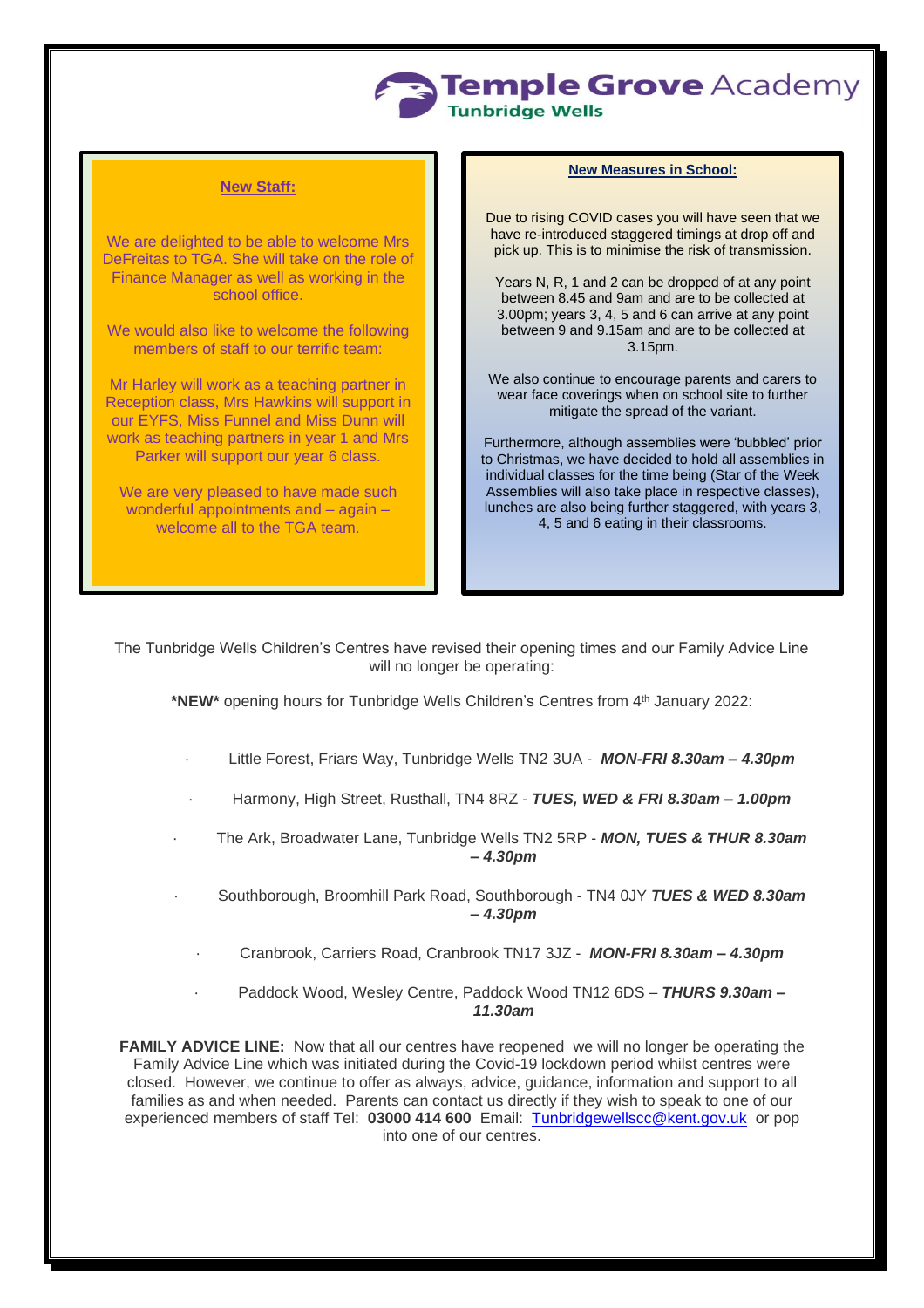# Temple Grove Academy
**Tunbridge Wells**

## New Staff:

We are delighted to be able to welcome Mrs DeFreitas to TGA. She will take on the role of Finance Manager as well as working in the school office.

We would also like to welcome the following members of staff to our terrific team:

Mr Harley will work as a teaching partner in Reception class, Mrs Hawkins will support in our EYFS, Miss Funnel and Miss Dunn will work as teaching partners in year 1 and Mrs Parker will support our year 6 class.

We are very pleased to have made such wonderful appointments and – again – welcome all to the TGA team.

## New Measures in School:

Due to rising COVID cases you will have seen that we have re-introduced staggered timings at drop off and pick up. This is to minimise the risk of transmission.

Years N, R, 1 and 2 can be dropped of at any point between 8.45 and 9am and are to be collected at 3.00pm; years 3, 4, 5 and 6 can arrive at any point between 9 and 9.15am and are to be collected at 3.15pm.

We also continue to encourage parents and carers to wear face coverings when on school site to further mitigate the spread of the variant.

Furthermore, although assemblies were 'bubbled' prior to Christmas, we have decided to hold all assemblies in individual classes for the time being (Star of the Week Assemblies will also take place in respective classes), lunches are also being further staggered, with years 3, 4, 5 and 6 eating in their classrooms.

The Tunbridge Wells Children's Centres have revised their opening times and our Family Advice Line will no longer be operating:

***NEW*** opening hours for Tunbridge Wells Children's Centres from 4th January 2022:

- Little Forest, Friars Way, Tunbridge Wells TN2 3UA - ***MON-FRI 8.30am – 4.30pm***
- Harmony, High Street, Rusthall, TN4 8RZ - ***TUES, WED & FRI 8.30am – 1.00pm***
- The Ark, Broadwater Lane, Tunbridge Wells TN2 5RP - ***MON, TUES & THUR 8.30am – 4.30pm***
- Southborough, Broomhill Park Road, Southborough - TN4 0JY ***TUES & WED 8.30am – 4.30pm***
- Cranbrook, Carriers Road, Cranbrook TN17 3JZ - ***MON-FRI 8.30am – 4.30pm***
- Paddock Wood, Wesley Centre, Paddock Wood TN12 6DS – ***THURS 9.30am – 11.30am***

**FAMILY ADVICE LINE:** Now that all our centres have reopened we will no longer be operating the Family Advice Line which was initiated during the Covid-19 lockdown period whilst centres were closed. However, we continue to offer as always, advice, guidance, information and support to all families as and when needed. Parents can contact us directly if they wish to speak to one of our experienced members of staff Tel: **03000 414 600** Email: Tunbridgewellscc@kent.gov.uk or pop into one of our centres.